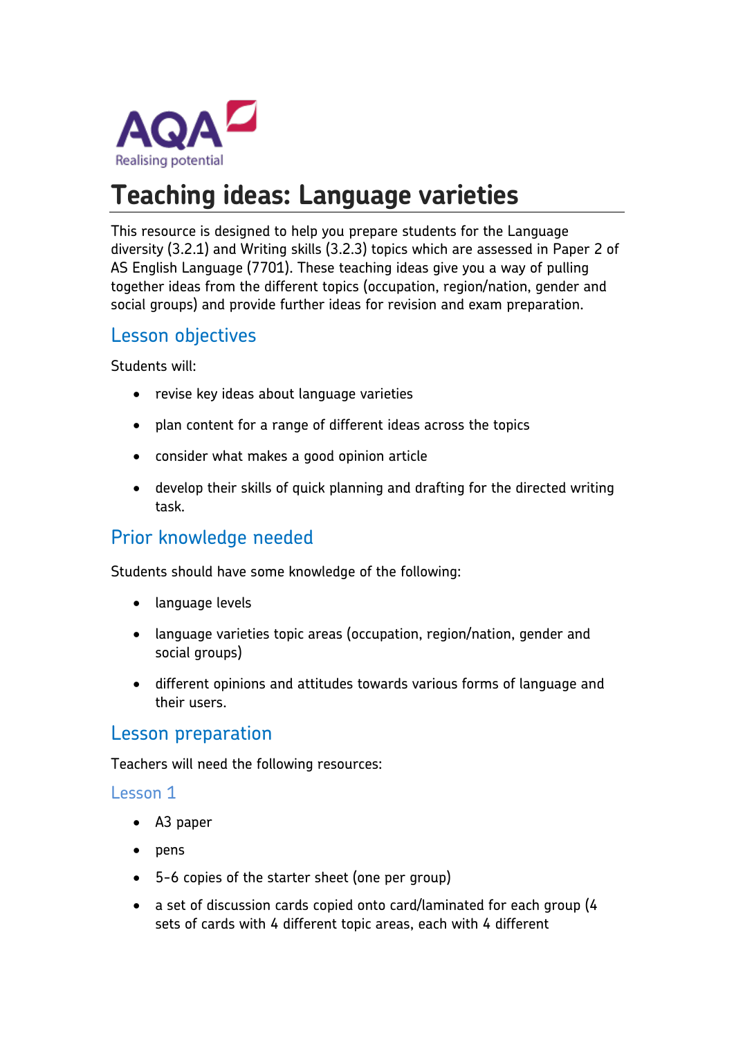# Teaching ideas: Language varieties

This resource is designed to help you prepare students for the Language diversity (3.2.1) and Writing skills (3.2.3) topics which are assessed in Paper 2 of AS English Language (7701). These teaching ideas give you a way of pulling together ideas from the different topics (occupation, region/nation, gender and social groups) and provide further ideas for revision and exam preparation.

## Lesson objectives

Students will:

- revise key ideas about language varieties
- plan content for a range of different ideas across the topics
- consider what makes a good opinion article
- develop their skills of quick planning and drafting for the directed writing task.

## Prior knowledge needed

Students should have some knowledge of the following:

- language levels
- language varieties topic areas (occupation, region/nation, gender and social groups)
- different opinions and attitudes towards various forms of language and their users.

## Lesson preparation

Teachers will need the following resources:

### Lesson 1

- A3 paper
- pens
- 5-6 copies of the starter sheet (one per group)
- a set of discussion cards copied onto card/laminated for each group (4 sets of cards with 4 different topic areas, each with 4 different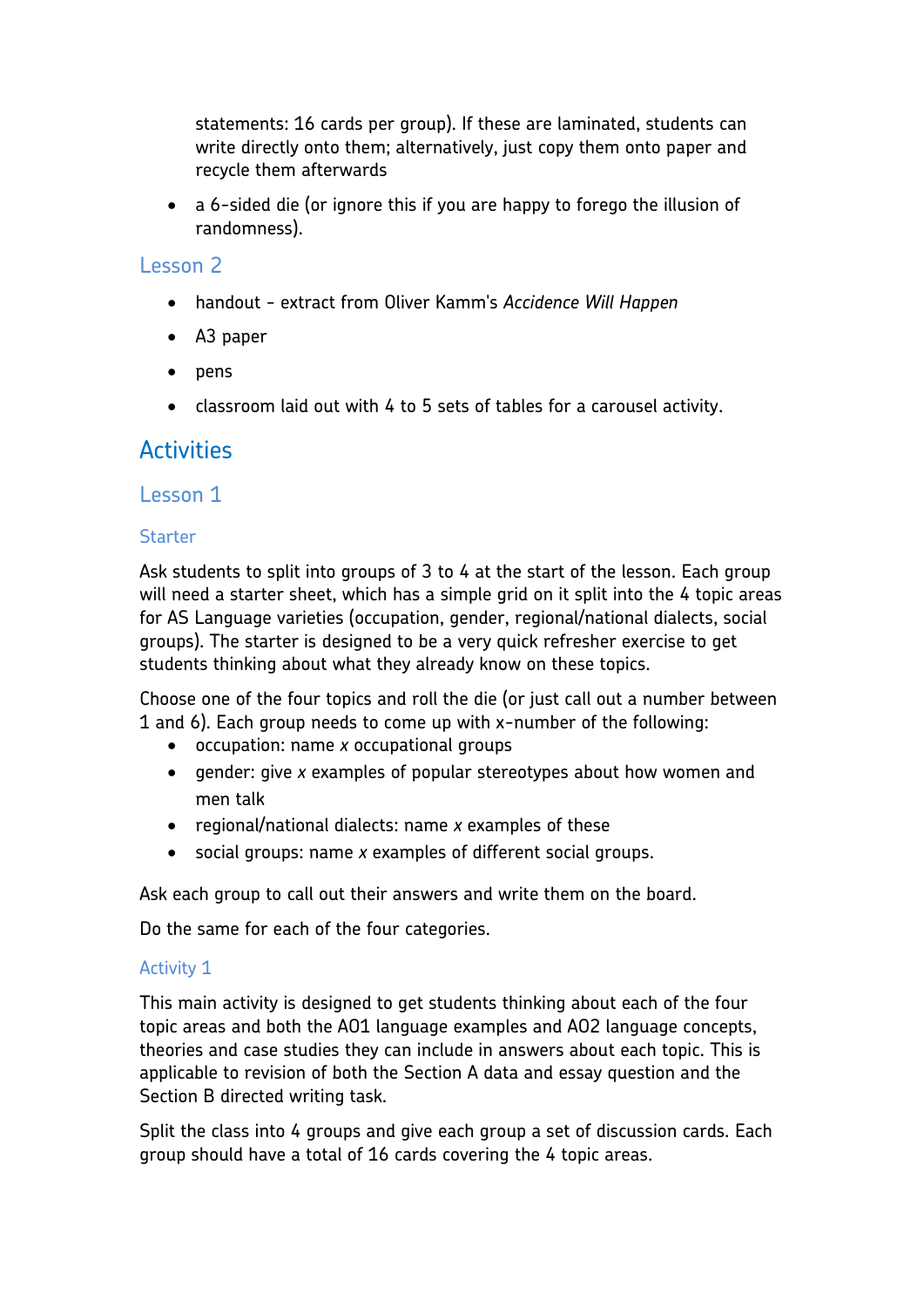statements: 16 cards per group). If these are laminated, students can write directly onto them; alternatively, just copy them onto paper and recycle them afterwards

- a 6-sided die (or ignore this if you are happy to forego the illusion of randomness).

### Lesson 2

- handout - extract from Oliver Kamm's *Accidence Will Happen*
- A3 paper
- pens
- classroom laid out with 4 to 5 sets of tables for a carousel activity.

## Activities

### Lesson 1

#### Starter

Ask students to split into groups of 3 to 4 at the start of the lesson. Each group will need a starter sheet, which has a simple grid on it split into the 4 topic areas for AS Language varieties (occupation, gender, regional/national dialects, social groups). The starter is designed to be a very quick refresher exercise to get students thinking about what they already know on these topics.

Choose one of the four topics and roll the die (or just call out a number between 1 and 6). Each group needs to come up with x-number of the following:

- occupation: name *x* occupational groups
- gender: give *x* examples of popular stereotypes about how women and men talk
- regional/national dialects: name *x* examples of these
- social groups: name *x* examples of different social groups.

Ask each group to call out their answers and write them on the board.

Do the same for each of the four categories.

#### Activity 1

This main activity is designed to get students thinking about each of the four topic areas and both the AO1 language examples and AO2 language concepts, theories and case studies they can include in answers about each topic. This is applicable to revision of both the Section A data and essay question and the Section B directed writing task.

Split the class into 4 groups and give each group a set of discussion cards. Each group should have a total of 16 cards covering the 4 topic areas.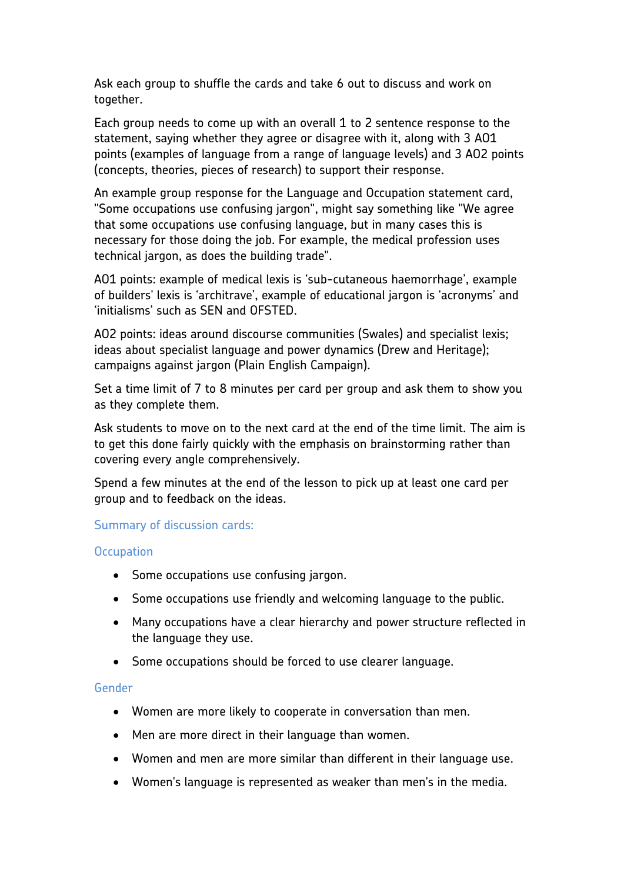Ask each group to shuffle the cards and take 6 out to discuss and work on together.

Each group needs to come up with an overall 1 to 2 sentence response to the statement, saying whether they agree or disagree with it, along with 3 AO1 points (examples of language from a range of language levels) and 3 AO2 points (concepts, theories, pieces of research) to support their response.

An example group response for the Language and Occupation statement card, "Some occupations use confusing jargon", might say something like "We agree that some occupations use confusing language, but in many cases this is necessary for those doing the job. For example, the medical profession uses technical jargon, as does the building trade".

AO1 points: example of medical lexis is 'sub-cutaneous haemorrhage', example of builders' lexis is 'architrave', example of educational jargon is 'acronyms' and 'initialisms' such as SEN and OFSTED.

AO2 points: ideas around discourse communities (Swales) and specialist lexis; ideas about specialist language and power dynamics (Drew and Heritage); campaigns against jargon (Plain English Campaign).

Set a time limit of 7 to 8 minutes per card per group and ask them to show you as they complete them.

Ask students to move on to the next card at the end of the time limit. The aim is to get this done fairly quickly with the emphasis on brainstorming rather than covering every angle comprehensively.

Spend a few minutes at the end of the lesson to pick up at least one card per group and to feedback on the ideas.

## Summary of discussion cards:

### Occupation

- Some occupations use confusing jargon.
- Some occupations use friendly and welcoming language to the public.
- Many occupations have a clear hierarchy and power structure reflected in the language they use.
- Some occupations should be forced to use clearer language.

### Gender

- Women are more likely to cooperate in conversation than men.
- Men are more direct in their language than women.
- Women and men are more similar than different in their language use.
- Women's language is represented as weaker than men's in the media.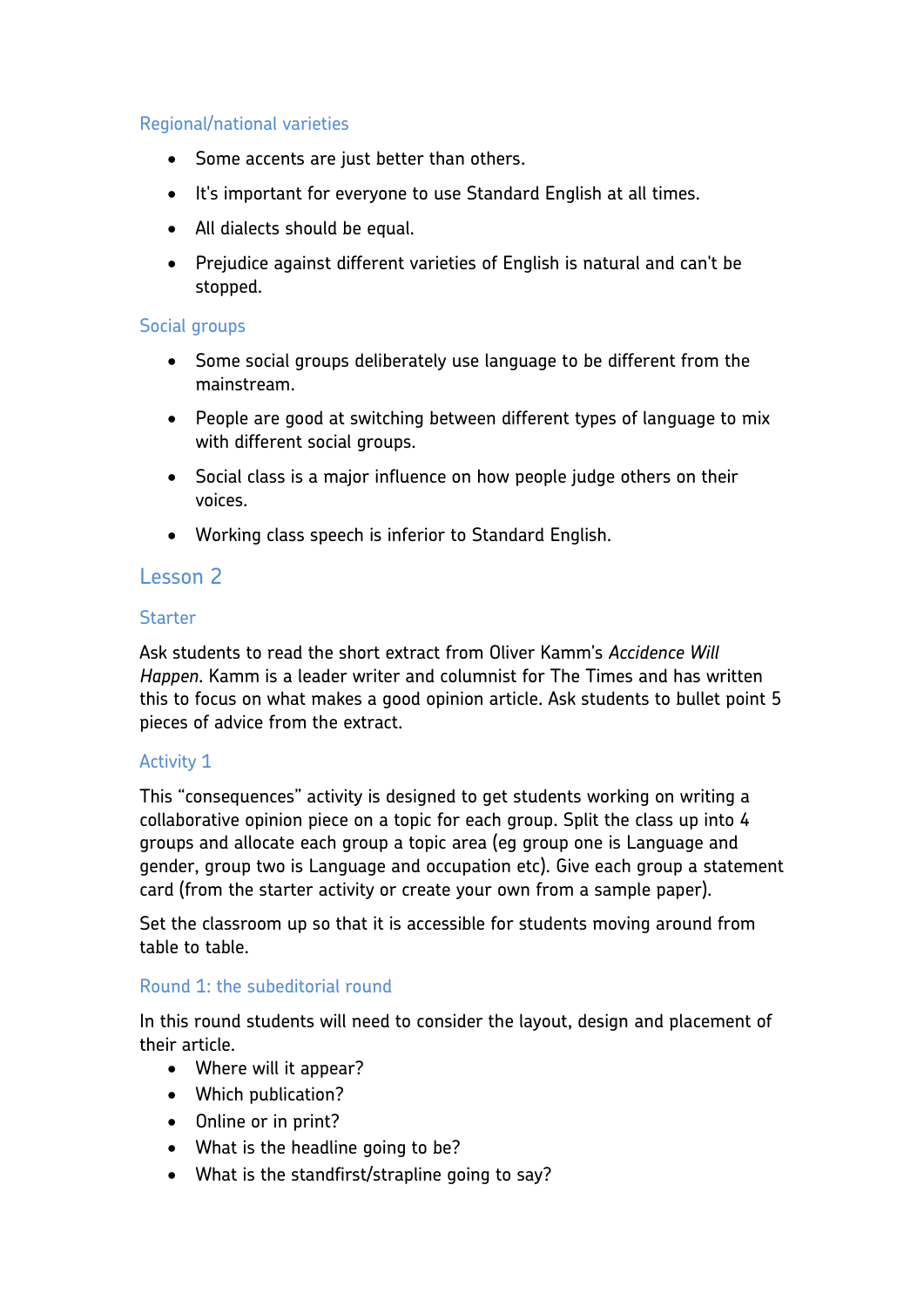### Regional/national varieties

- Some accents are just better than others.
- It's important for everyone to use Standard English at all times.
- All dialects should be equal.
- Prejudice against different varieties of English is natural and can't be stopped.

### Social groups

- Some social groups deliberately use language to be different from the mainstream.
- People are good at switching between different types of language to mix with different social groups.
- Social class is a major influence on how people judge others on their voices.
- Working class speech is inferior to Standard English.

## Lesson 2

### Starter

Ask students to read the short extract from Oliver Kamm's *Accidence Will Happen*. Kamm is a leader writer and columnist for The Times and has written this to focus on what makes a good opinion article. Ask students to bullet point 5 pieces of advice from the extract.

### Activity 1

This "consequences" activity is designed to get students working on writing a collaborative opinion piece on a topic for each group. Split the class up into 4 groups and allocate each group a topic area (eg group one is Language and gender, group two is Language and occupation etc). Give each group a statement card (from the starter activity or create your own from a sample paper).

Set the classroom up so that it is accessible for students moving around from table to table.

### Round 1: the subeditorial round

In this round students will need to consider the layout, design and placement of their article.

- Where will it appear?
- Which publication?
- Online or in print?
- What is the headline going to be?
- What is the standfirst/strapline going to say?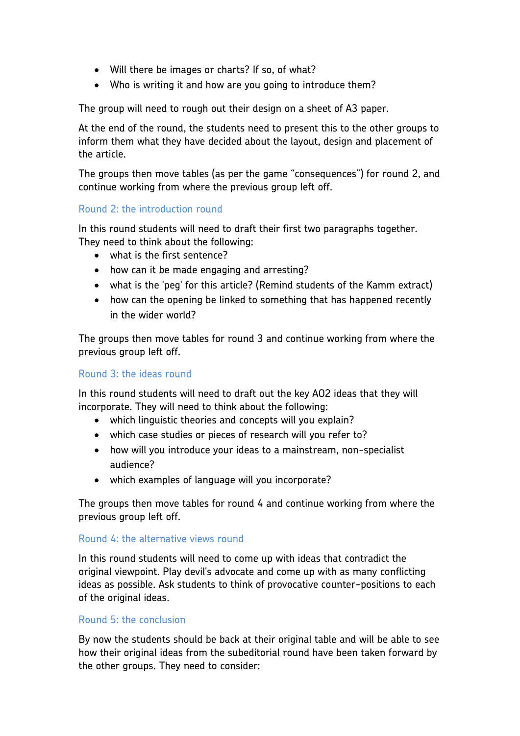- Will there be images or charts? If so, of what?
- Who is writing it and how are you going to introduce them?

The group will need to rough out their design on a sheet of A3 paper.

At the end of the round, the students need to present this to the other groups to inform them what they have decided about the layout, design and placement of the article.

The groups then move tables (as per the game "consequences") for round 2, and continue working from where the previous group left off.

### Round 2: the introduction round

In this round students will need to draft their first two paragraphs together. They need to think about the following:

- what is the first sentence?
- how can it be made engaging and arresting?
- what is the 'peg' for this article? (Remind students of the Kamm extract)
- how can the opening be linked to something that has happened recently in the wider world?

The groups then move tables for round 3 and continue working from where the previous group left off.

### Round 3: the ideas round

In this round students will need to draft out the key AO2 ideas that they will incorporate. They will need to think about the following:

- which linguistic theories and concepts will you explain?
- which case studies or pieces of research will you refer to?
- how will you introduce your ideas to a mainstream, non-specialist audience?
- which examples of language will you incorporate?

The groups then move tables for round 4 and continue working from where the previous group left off.

### Round 4: the alternative views round

In this round students will need to come up with ideas that contradict the original viewpoint. Play devil's advocate and come up with as many conflicting ideas as possible. Ask students to think of provocative counter-positions to each of the original ideas.

### Round 5: the conclusion

By now the students should be back at their original table and will be able to see how their original ideas from the subeditorial round have been taken forward by the other groups. They need to consider: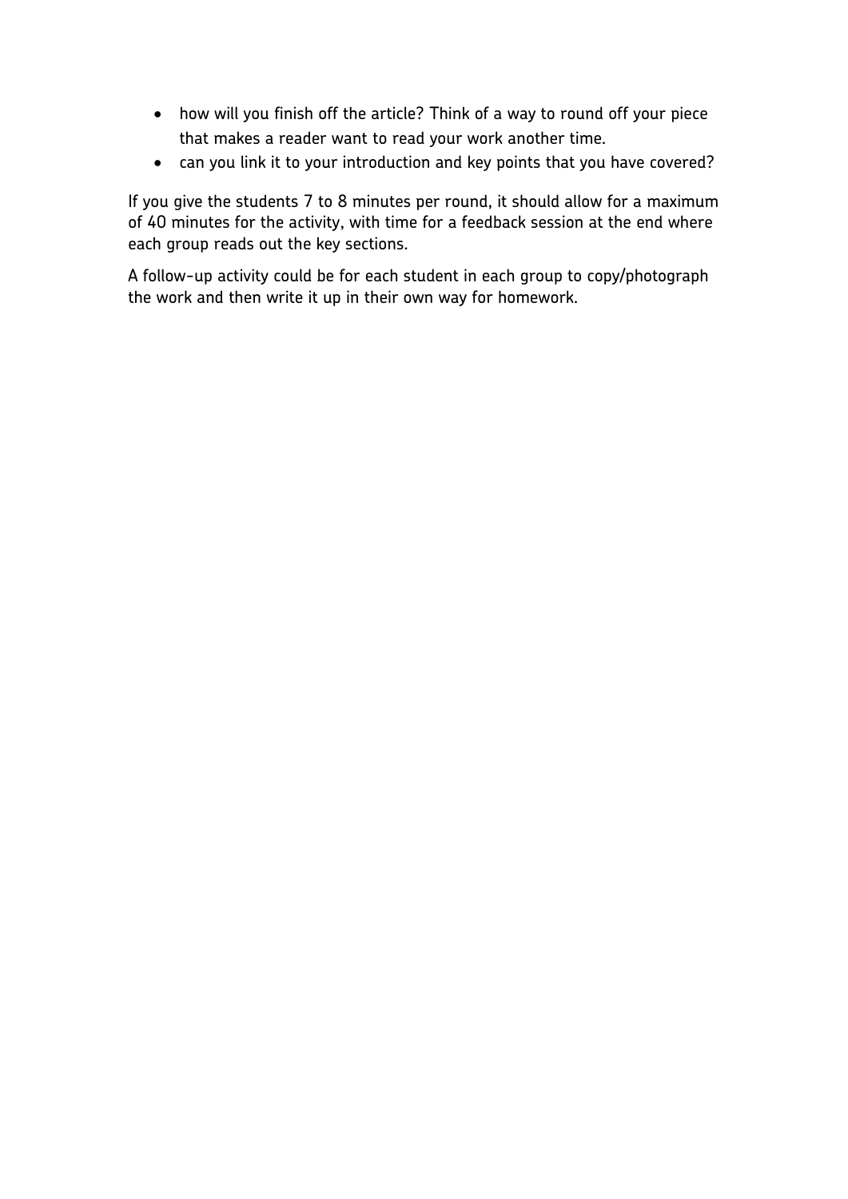- how will you finish off the article? Think of a way to round off your piece that makes a reader want to read your work another time.
- can you link it to your introduction and key points that you have covered?

If you give the students 7 to 8 minutes per round, it should allow for a maximum of 40 minutes for the activity, with time for a feedback session at the end where each group reads out the key sections.

A follow-up activity could be for each student in each group to copy/photograph the work and then write it up in their own way for homework.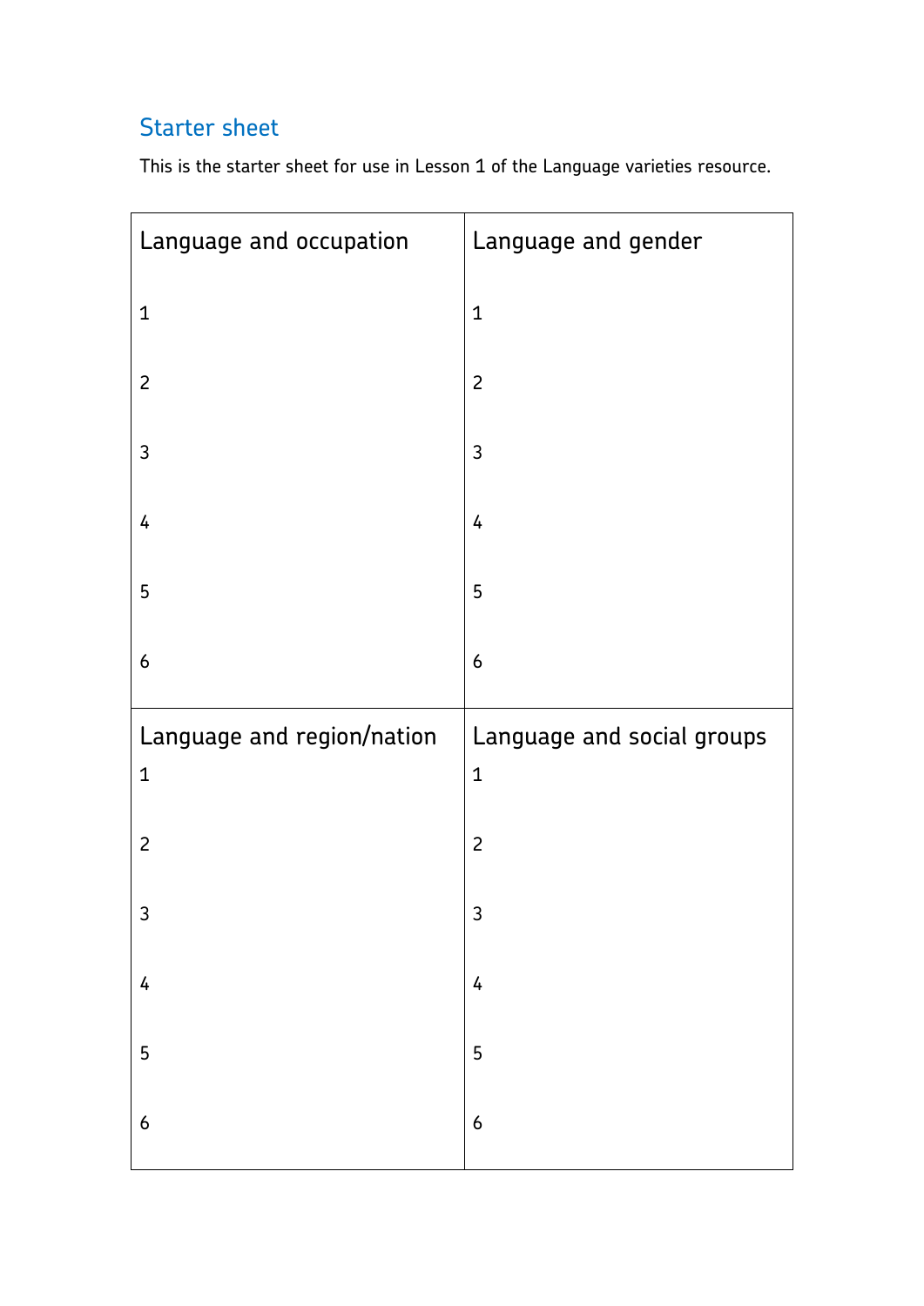## Starter sheet

This is the starter sheet for use in Lesson 1 of the Language varieties resource.

| Language and occupation | Language and gender |
|---|---|
| 1 | 1 |
| 2 | 2 |
| 3 | 3 |
| 4 | 4 |
| 5 | 5 |
| 6 | 6 |
| **Language and region/nation** | **Language and social groups** |
| 1 | 1 |
| 2 | 2 |
| 3 | 3 |
| 4 | 4 |
| 5 | 5 |
| 6 | 6 |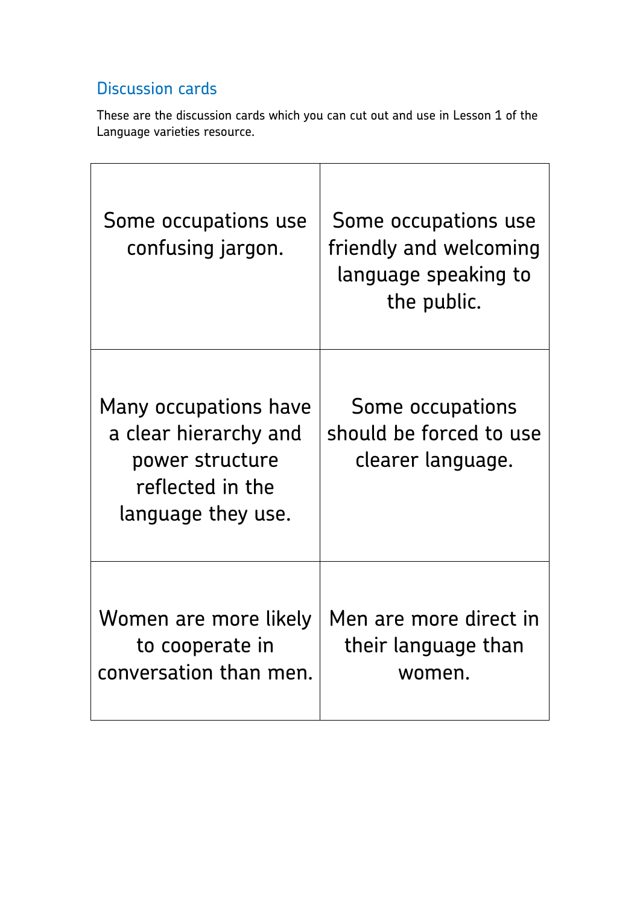## Discussion cards

These are the discussion cards which you can cut out and use in Lesson 1 of the Language varieties resource.

| | |
|---|---|
| Some occupations use confusing jargon. | Some occupations use friendly and welcoming language speaking to the public. |
| Many occupations have a clear hierarchy and power structure reflected in the language they use. | Some occupations should be forced to use clearer language. |
| Women are more likely to cooperate in conversation than men. | Men are more direct in their language than women. |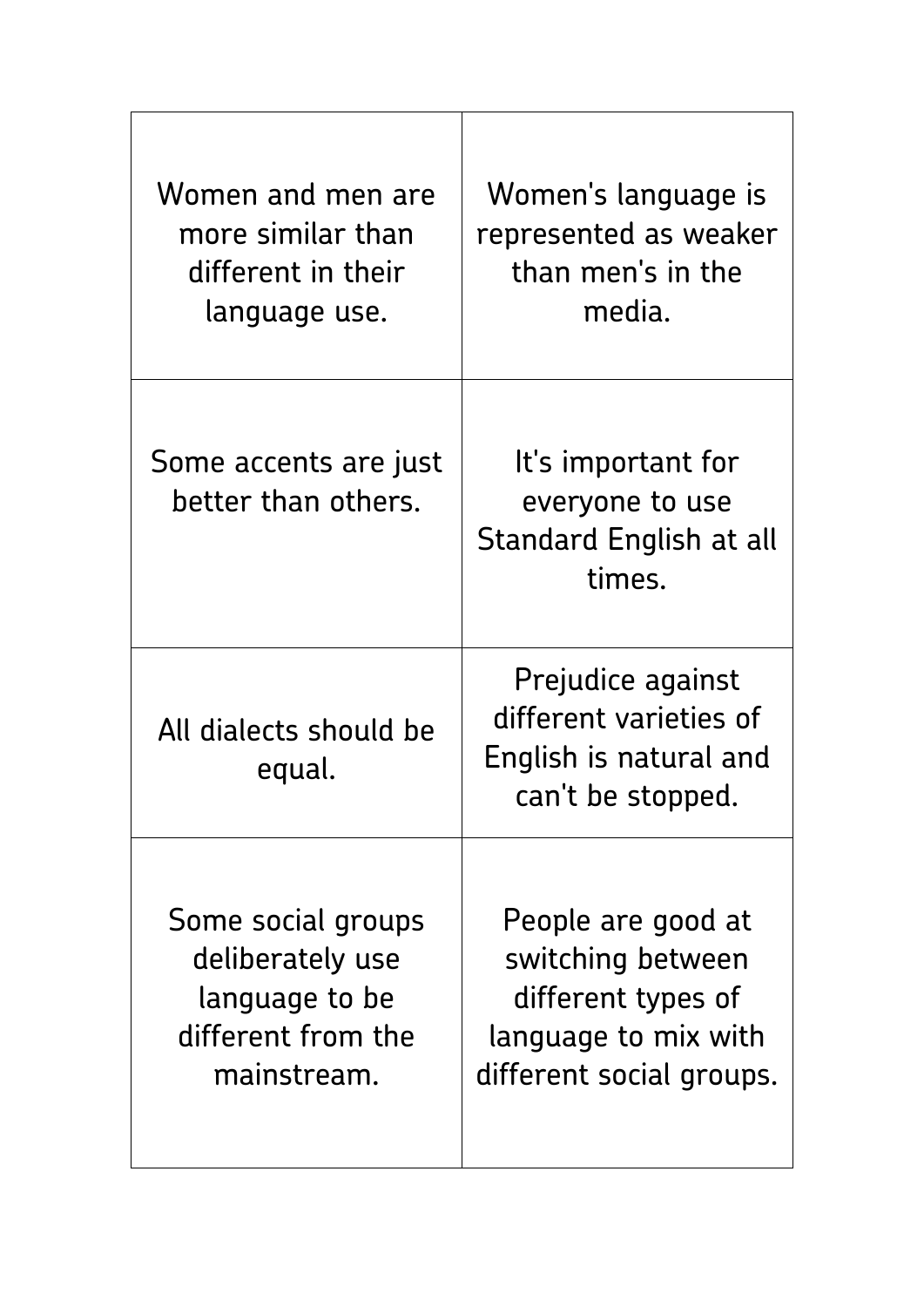| | |
|---|---|
| Women and men are more similar than different in their language use. | Women's language is represented as weaker than men's in the media. |
| Some accents are just better than others. | It's important for everyone to use Standard English at all times. |
| All dialects should be equal. | Prejudice against different varieties of English is natural and can't be stopped. |
| Some social groups deliberately use language to be different from the mainstream. | People are good at switching between different types of language to mix with different social groups. |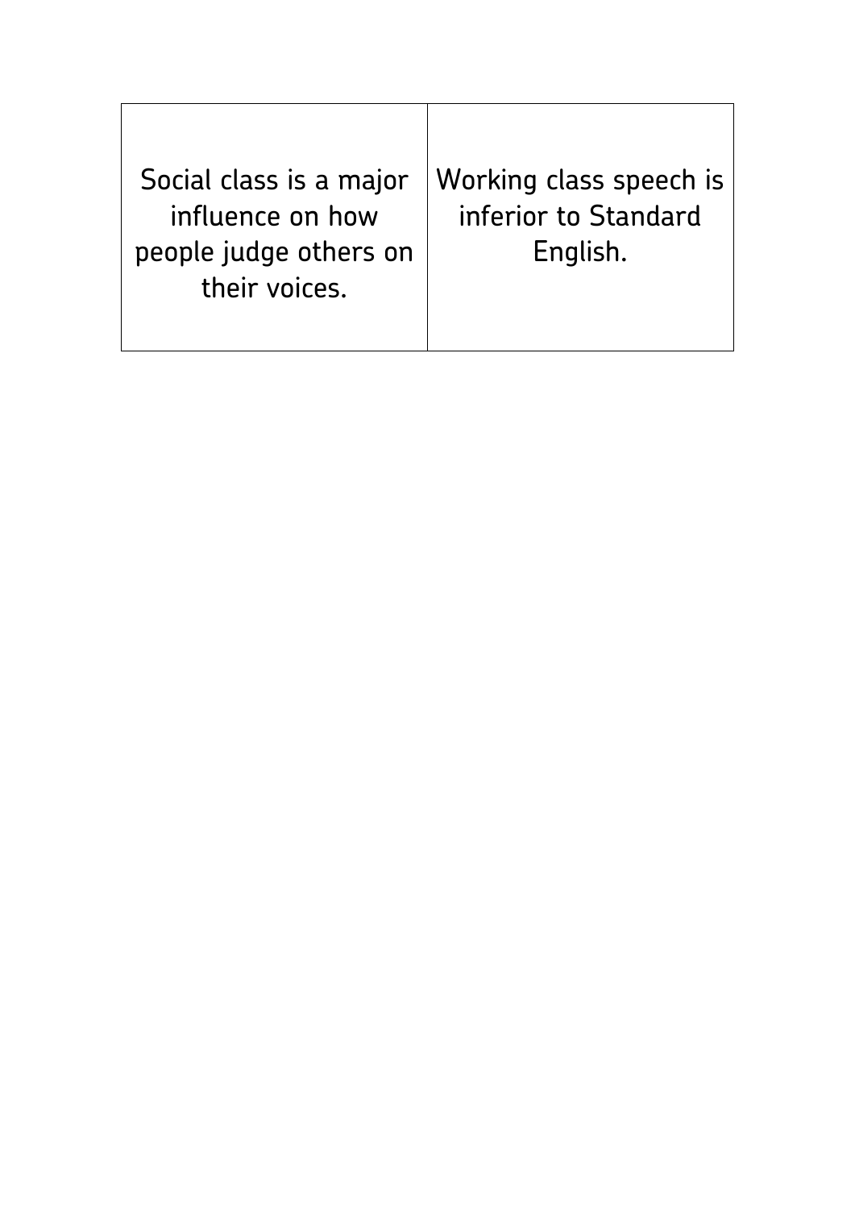| Social class is a major influence on how people judge others on their voices. | Working class speech is inferior to Standard English. |
|---|---|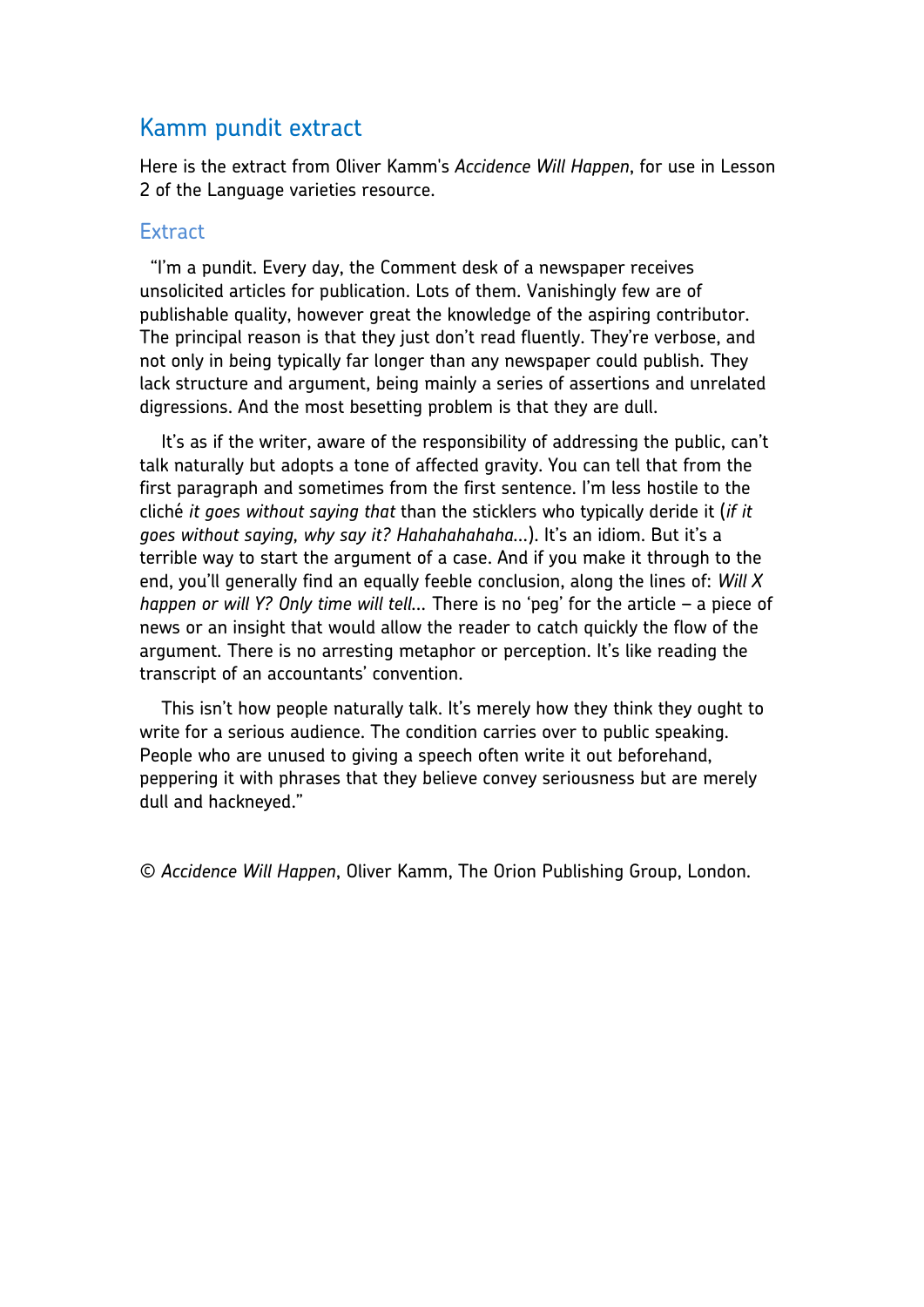## Kamm pundit extract

Here is the extract from Oliver Kamm's *Accidence Will Happen*, for use in Lesson 2 of the Language varieties resource.

### Extract

"I'm a pundit. Every day, the Comment desk of a newspaper receives unsolicited articles for publication. Lots of them. Vanishingly few are of publishable quality, however great the knowledge of the aspiring contributor. The principal reason is that they just don't read fluently. They're verbose, and not only in being typically far longer than any newspaper could publish. They lack structure and argument, being mainly a series of assertions and unrelated digressions. And the most besetting problem is that they are dull.

It's as if the writer, aware of the responsibility of addressing the public, can't talk naturally but adopts a tone of affected gravity. You can tell that from the first paragraph and sometimes from the first sentence. I'm less hostile to the cliché *it goes without saying that* than the sticklers who typically deride it (*if it goes without saying, why say it? Hahahahahaha...*). It's an idiom. But it's a terrible way to start the argument of a case. And if you make it through to the end, you'll generally find an equally feeble conclusion, along the lines of: *Will X happen or will Y? Only time will tell...* There is no 'peg' for the article – a piece of news or an insight that would allow the reader to catch quickly the flow of the argument. There is no arresting metaphor or perception. It's like reading the transcript of an accountants' convention.

This isn't how people naturally talk. It's merely how they think they ought to write for a serious audience. The condition carries over to public speaking. People who are unused to giving a speech often write it out beforehand, peppering it with phrases that they believe convey seriousness but are merely dull and hackneyed."

© *Accidence Will Happen*, Oliver Kamm, The Orion Publishing Group, London.